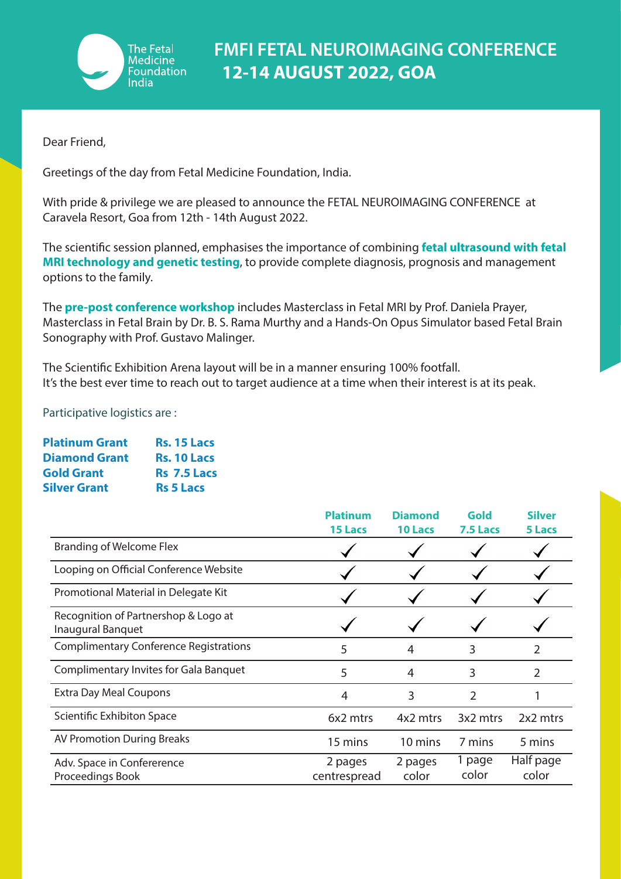The Fetal Medicine Foundation India

# FMFI FETAL NEUROIMAGING CONFERENCE 12-14 AUGUST 2022, GOA

Dear Friend,

Greetings of the day from Fetal Medicine Foundation, India.

With pride & privilege we are pleased to announce the FETAL NEUROIMAGING CONFERENCE at Caravela Resort, Goa from 12th - 14th August 2022.

The scientific session planned, emphasises the importance of combining **fetal ultrasound with fetal MRI technology and genetic testing**, to provide complete diagnosis, prognosis and management options to the family.

The **pre-post conference workshop** includes Masterclass in Fetal MRI by Prof. Daniela Prayer, Masterclass in Fetal Brain by Dr. B. S. Rama Murthy and a Hands-On Opus Simulator based Fetal Brain Sonography with Prof. Gustavo Malinger.

The Scientific Exhibition Arena layout will be in a manner ensuring 100% footfall.
It's the best ever time to reach out to target audience at a time when their interest is at its peak.

Participative logistics are :

**Platinum Grant** **Rs. 15 Lacs**
**Diamond Grant** **Rs. 10 Lacs**
**Gold Grant** **Rs 7.5 Lacs**
**Silver Grant** **Rs 5 Lacs**

| | **Platinum 15 Lacs** | **Diamond 10 Lacs** | **Gold 7.5 Lacs** | **Silver 5 Lacs** |
|---|---|---|---|---|
| Branding of Welcome Flex | ✓ | ✓ | ✓ | ✓ |
| Looping on Official Conference Website | ✓ | ✓ | ✓ | ✓ |
| Promotional Material in Delegate Kit | ✓ | ✓ | ✓ | ✓ |
| Recognition of Partnershop & Logo at Inaugural Banquet | ✓ | ✓ | ✓ | ✓ |
| Complimentary Conference Registrations | 5 | 4 | 3 | 2 |
| Complimentary Invites for Gala Banquet | 5 | 4 | 3 | 2 |
| Extra Day Meal Coupons | 4 | 3 | 2 | 1 |
| Scientific Exhibiton Space | 6x2 mtrs | 4x2 mtrs | 3x2 mtrs | 2x2 mtrs |
| AV Promotion During Breaks | 15 mins | 10 mins | 7 mins | 5 mins |
| Adv. Space in Confererence Proceedings Book | 2 pages centrespread | 2 pages color | 1 page color | Half page color |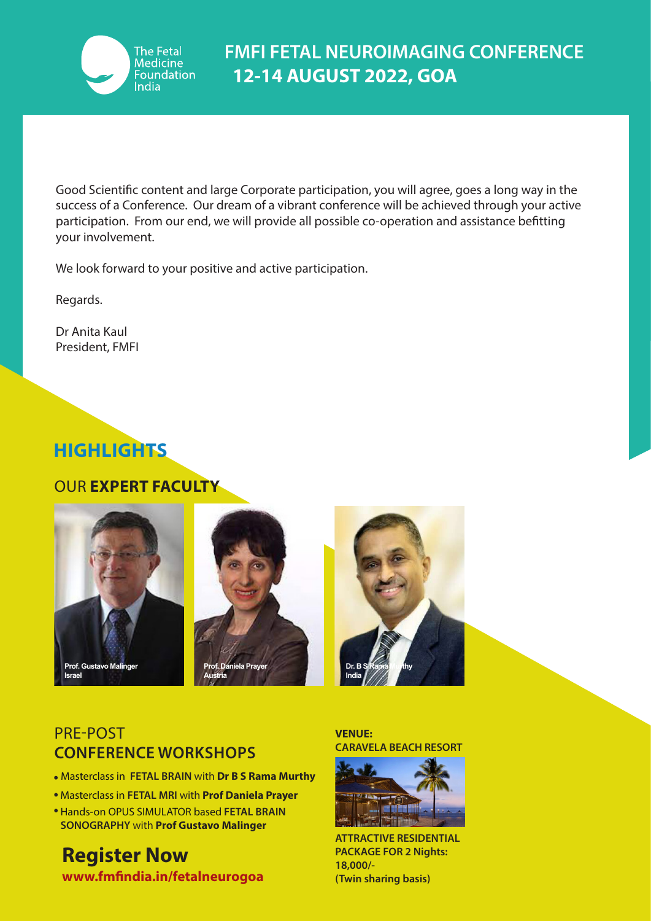# FMFI FETAL NEUROIMAGING CONFERENCE
## 12-14 AUGUST 2022, GOA

Good Scientific content and large Corporate participation, you will agree, goes a long way in the success of a Conference. Our dream of a vibrant conference will be achieved through your active participation. From our end, we will provide all possible co-operation and assistance befitting your involvement.

We look forward to your positive and active participation.

Regards.

Dr Anita Kaul
President, FMFI

## HIGHLIGHTS

### OUR **EXPERT FACULTY**

**Prof. Gustavo Malinger**
**Israel**

**Prof. Daniela Prayer**
**Austria**

**Dr. B S Rama Murthy**
**India**

### PRE-POST
### CONFERENCE WORKSHOPS

- Masterclass in **FETAL BRAIN** with **Dr B S Rama Murthy**
- Masterclass in **FETAL MRI** with **Prof Daniela Prayer**
- Hands-on OPUS SIMULATOR based **FETAL BRAIN SONOGRAPHY** with **Prof Gustavo Malinger**

**VENUE:**
**CARAVELA BEACH RESORT**

**ATTRACTIVE RESIDENTIAL PACKAGE FOR 2 Nights: 18,000/-**
**(Twin sharing basis)**

## Register Now

**www.fmfindia.in/fetalneurogoa**